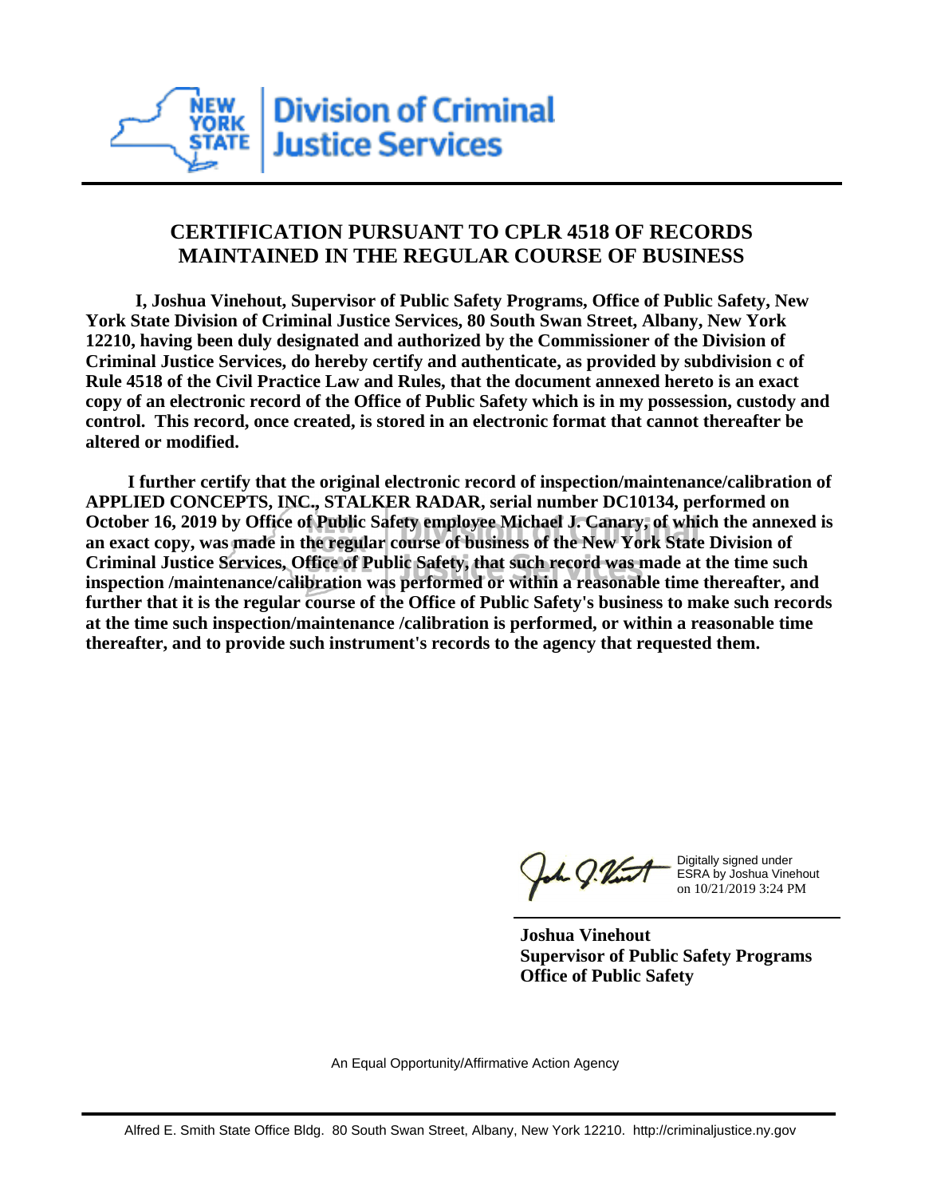New York State Division of Criminal Justice Services

# CERTIFICATION PURSUANT TO CPLR 4518 OF RECORDS MAINTAINED IN THE REGULAR COURSE OF BUSINESS

**I, Joshua Vinehout, Supervisor of Public Safety Programs, Office of Public Safety, New York State Division of Criminal Justice Services, 80 South Swan Street, Albany, New York 12210, having been duly designated and authorized by the Commissioner of the Division of Criminal Justice Services, do hereby certify and authenticate, as provided by subdivision c of Rule 4518 of the Civil Practice Law and Rules, that the document annexed hereto is an exact copy of an electronic record of the Office of Public Safety which is in my possession, custody and control. This record, once created, is stored in an electronic format that cannot thereafter be altered or modified.**

**I further certify that the original electronic record of inspection/maintenance/calibration of APPLIED CONCEPTS, INC., STALKER RADAR, serial number DC10134, performed on October 16, 2019 by Office of Public Safety employee Michael J. Canary, of which the annexed is an exact copy, was made in the regular course of business of the New York State Division of Criminal Justice Services, Office of Public Safety, that such record was made at the time such inspection /maintenance/calibration was performed or within a reasonable time thereafter, and further that it is the regular course of the Office of Public Safety's business to make such records at the time such inspection/maintenance /calibration is performed, or within a reasonable time thereafter, and to provide such instrument's records to the agency that requested them.**

Digitally signed under ESRA by Joshua Vinehout on 10/21/2019 3:24 PM

**Joshua Vinehout**
**Supervisor of Public Safety Programs**
**Office of Public Safety**

An Equal Opportunity/Affirmative Action Agency

Alfred E. Smith State Office Bldg. 80 South Swan Street, Albany, New York 12210. http://criminaljustice.ny.gov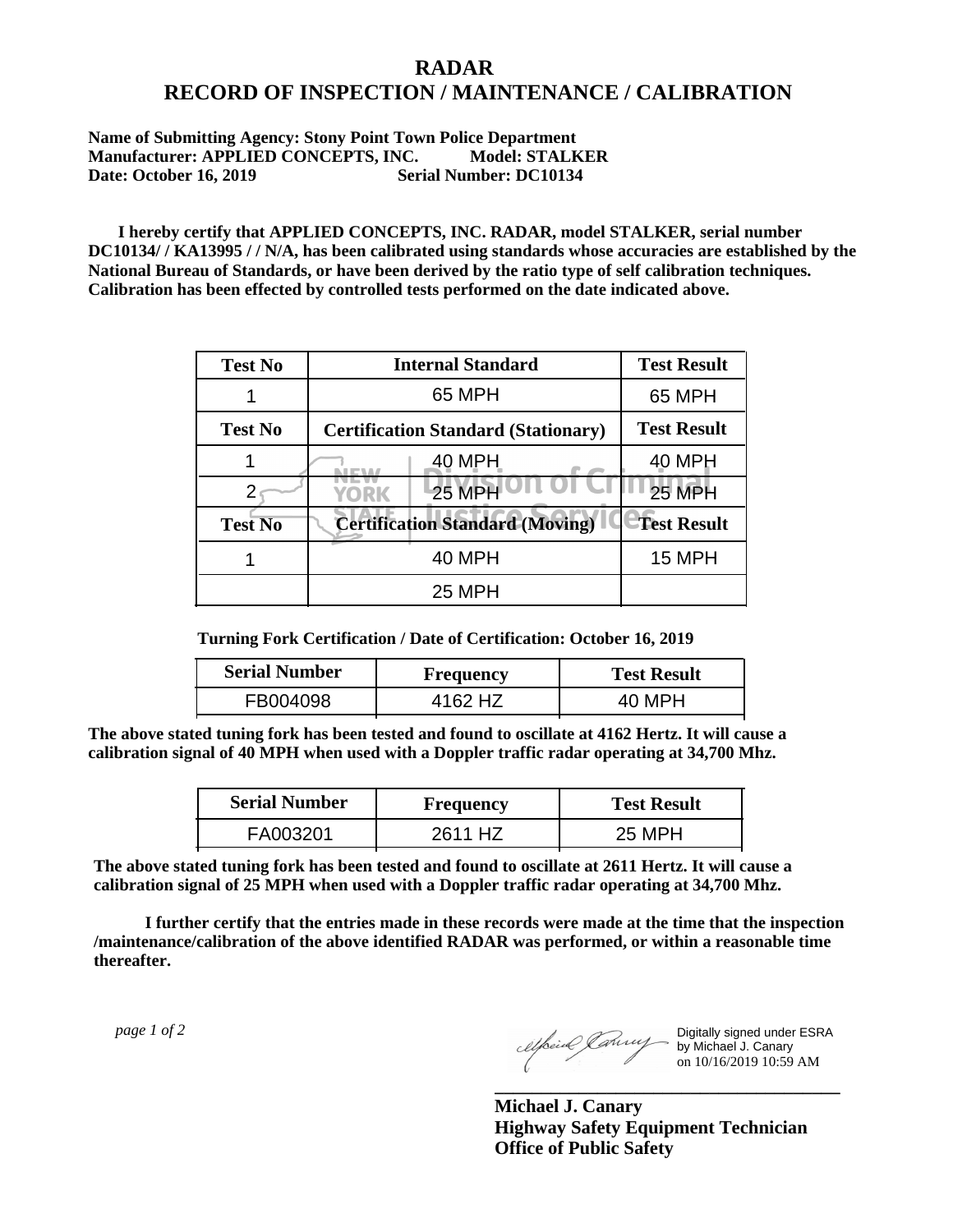# RADAR

# RECORD OF INSPECTION / MAINTENANCE / CALIBRATION

**Name of Submitting Agency: Stony Point Town Police Department**
**Manufacturer: APPLIED CONCEPTS, INC. Model: STALKER**
**Date: October 16, 2019 Serial Number: DC10134**

**I hereby certify that APPLIED CONCEPTS, INC. RADAR, model STALKER, serial number DC10134/ / KA13995 / / N/A, has been calibrated using standards whose accuracies are established by the National Bureau of Standards, or have been derived by the ratio type of self calibration techniques. Calibration has been effected by controlled tests performed on the date indicated above.**

| Test No | Internal Standard | Test Result |
|---|---|---|
| 1 | 65 MPH | 65 MPH |
| **Test No** | **Certification Standard (Stationary)** | **Test Result** |
| 1 | 40 MPH | 40 MPH |
| 2 | 25 MPH | 25 MPH |
| **Test No** | **Certification Standard (Moving)** | **Test Result** |
| 1 | 40 MPH | 15 MPH |
| | 25 MPH | |

**Turning Fork Certification / Date of Certification: October 16, 2019**

| Serial Number | Frequency | Test Result |
|---|---|---|
| FB004098 | 4162 HZ | 40 MPH |

**The above stated tuning fork has been tested and found to oscillate at 4162 Hertz. It will cause a calibration signal of 40 MPH when used with a Doppler traffic radar operating at 34,700 Mhz.**

| Serial Number | Frequency | Test Result |
|---|---|---|
| FA003201 | 2611 HZ | 25 MPH |

**The above stated tuning fork has been tested and found to oscillate at 2611 Hertz. It will cause a calibration signal of 25 MPH when used with a Doppler traffic radar operating at 34,700 Mhz.**

**I further certify that the entries made in these records were made at the time that the inspection /maintenance/calibration of the above identified RADAR was performed, or within a reasonable time thereafter.**

Digitally signed under ESRA by Michael J. Canary on 10/16/2019 10:59 AM

**Michael J. Canary**
**Highway Safety Equipment Technician**
**Office of Public Safety**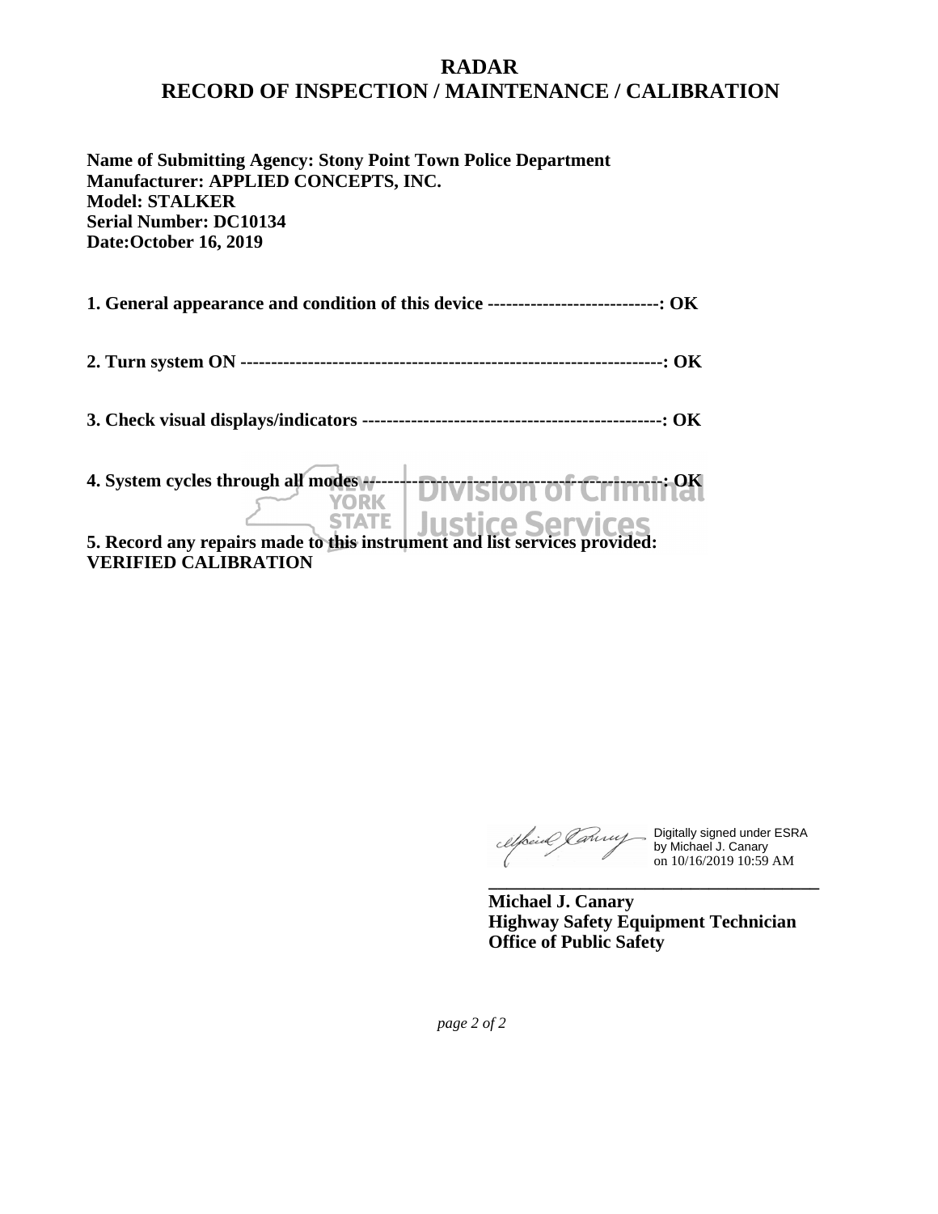# RADAR
# RECORD OF INSPECTION / MAINTENANCE / CALIBRATION

**Name of Submitting Agency: Stony Point Town Police Department**
**Manufacturer: APPLIED CONCEPTS, INC.**
**Model: STALKER**
**Serial Number: DC10134**
**Date:October 16, 2019**

**1. General appearance and condition of this device ----------------------------: OK**

**2. Turn system ON ------------------------------------------------------------------: OK**

**3. Check visual displays/indicators -------------------------------------------------: OK**

**4. System cycles through all modes ----------------------------------------------: OK**

**5. Record any repairs made to this instrument and list services provided:**
**VERIFIED CALIBRATION**

Digitally signed under ESRA by Michael J. Canary on 10/16/2019 10:59 AM

**Michael J. Canary**
**Highway Safety Equipment Technician**
**Office of Public Safety**